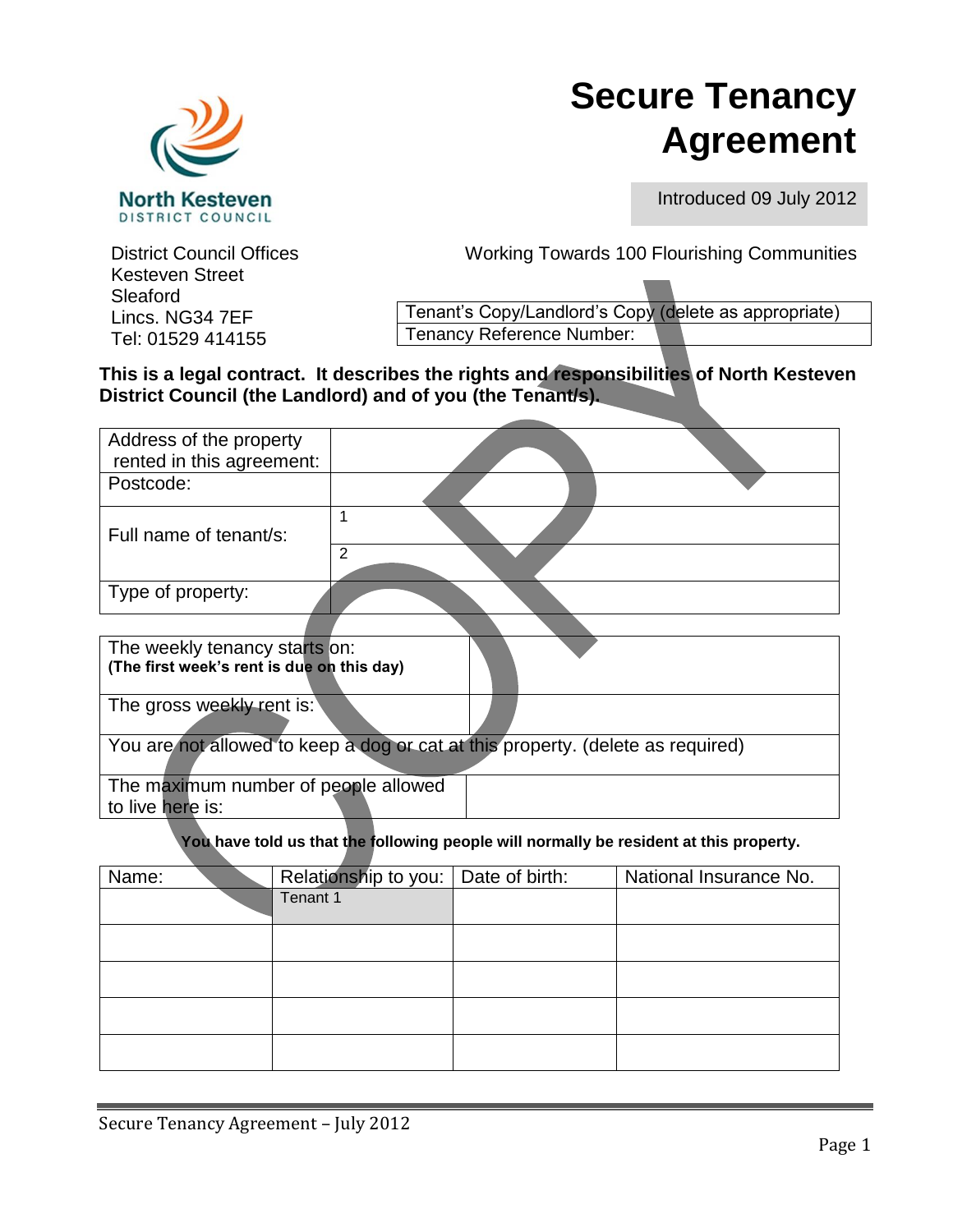# Secure Tenancy Agreement

Introduced 09 July 2012

North Kesteven
DISTRICT COUNCIL

District Council Offices
Kesteven Street
Sleaford
Lincs. NG34 7EF
Tel: 01529 414155

Working Towards 100 Flourishing Communities

| Tenant's Copy/Landlord's Copy (delete as appropriate) |
|---|
| Tenancy Reference Number: |

**This is a legal contract. It describes the rights and responsibilities of North Kesteven District Council (the Landlord) and of you (the Tenant/s).**

| | |
|---|---|
| Address of the property rented in this agreement: | |
| Postcode: | |
| Full name of tenant/s: | 1 |
| | 2 |
| Type of property: | |

| | |
|---|---|
| The weekly tenancy starts on: **(The first week's rent is due on this day)** | |
| The gross weekly rent is: | |
| You are not allowed to keep a dog or cat at this property. (delete as required) | |
| The maximum number of people allowed to live here is: | |

**You have told us that the following people will normally be resident at this property.**

| Name: | Relationship to you: | Date of birth: | National Insurance No. |
|---|---|---|---|
| | Tenant 1 | | |
| | | | |
| | | | |
| | | | |
| | | | |

COPY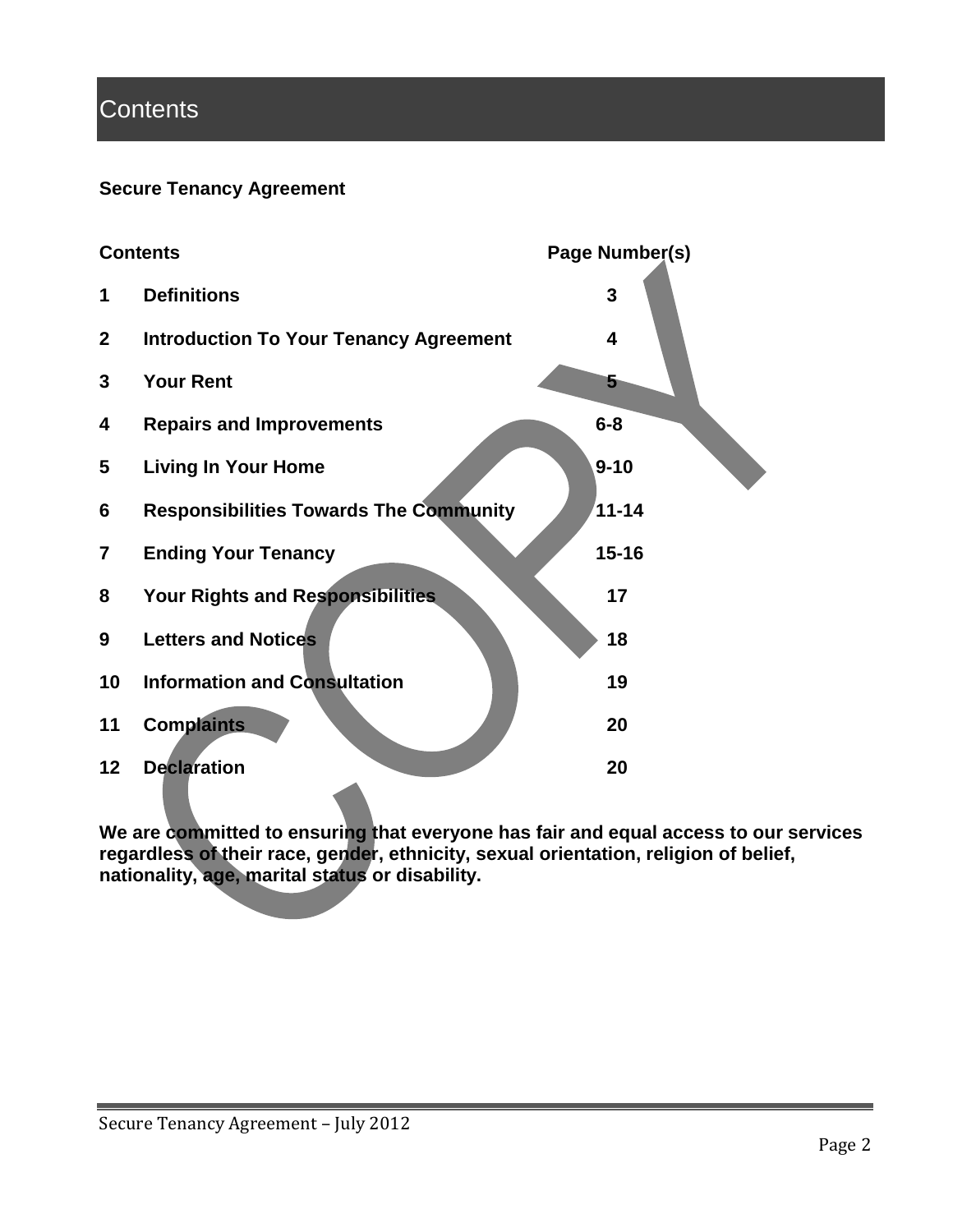# Contents

**Secure Tenancy Agreement**

| Contents | | Page Number(s) |
|---|---|---|
| 1 | Definitions | 3 |
| 2 | Introduction To Your Tenancy Agreement | 4 |
| 3 | Your Rent | 5 |
| 4 | Repairs and Improvements | 6-8 |
| 5 | Living In Your Home | 9-10 |
| 6 | Responsibilities Towards The Community | 11-14 |
| 7 | Ending Your Tenancy | 15-16 |
| 8 | Your Rights and Responsibilities | 17 |
| 9 | Letters and Notices | 18 |
| 10 | Information and Consultation | 19 |
| 11 | Complaints | 20 |
| 12 | Declaration | 20 |

**We are committed to ensuring that everyone has fair and equal access to our services regardless of their race, gender, ethnicity, sexual orientation, religion of belief, nationality, age, marital status or disability.**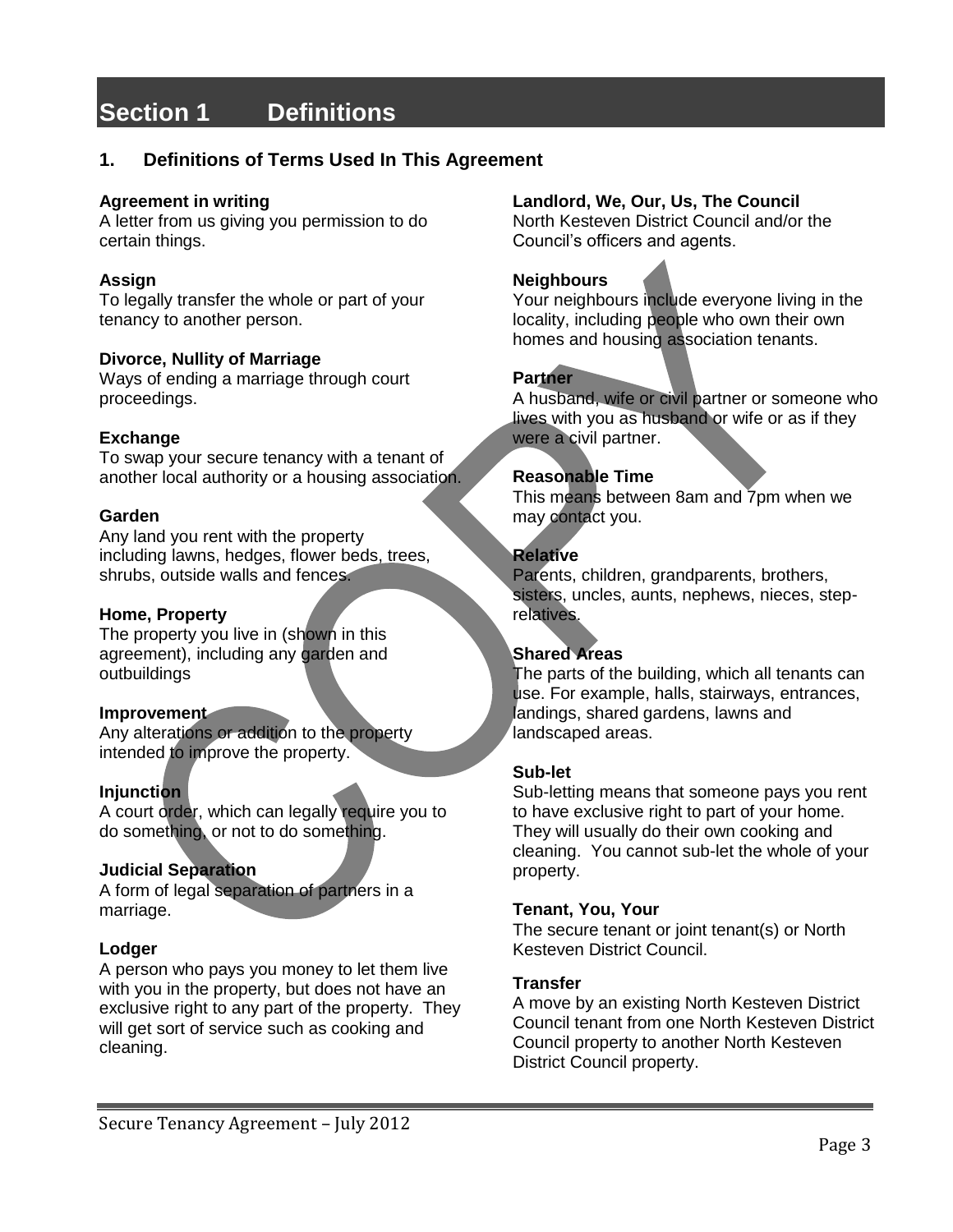# Section 1 Definitions

## 1. Definitions of Terms Used In This Agreement

**Agreement in writing**
A letter from us giving you permission to do certain things.

**Assign**
To legally transfer the whole or part of your tenancy to another person.

**Divorce, Nullity of Marriage**
Ways of ending a marriage through court proceedings.

**Exchange**
To swap your secure tenancy with a tenant of another local authority or a housing association.

**Garden**
Any land you rent with the property including lawns, hedges, flower beds, trees, shrubs, outside walls and fences.

**Home, Property**
The property you live in (shown in this agreement), including any garden and outbuildings

**Improvement**
Any alterations or addition to the property intended to improve the property.

**Injunction**
A court order, which can legally require you to do something, or not to do something.

**Judicial Separation**
A form of legal separation of partners in a marriage.

**Lodger**
A person who pays you money to let them live with you in the property, but does not have an exclusive right to any part of the property. They will get sort of service such as cooking and cleaning.

**Landlord, We, Our, Us, The Council**
North Kesteven District Council and/or the Council's officers and agents.

**Neighbours**
Your neighbours include everyone living in the locality, including people who own their own homes and housing association tenants.

**Partner**
A husband, wife or civil partner or someone who lives with you as husband or wife or as if they were a civil partner.

**Reasonable Time**
This means between 8am and 7pm when we may contact you.

**Relative**
Parents, children, grandparents, brothers, sisters, uncles, aunts, nephews, nieces, step-relatives.

**Shared Areas**
The parts of the building, which all tenants can use. For example, halls, stairways, entrances, landings, shared gardens, lawns and landscaped areas.

**Sub-let**
Sub-letting means that someone pays you rent to have exclusive right to part of your home. They will usually do their own cooking and cleaning. You cannot sub-let the whole of your property.

**Tenant, You, Your**
The secure tenant or joint tenant(s) or North Kesteven District Council.

**Transfer**
A move by an existing North Kesteven District Council tenant from one North Kesteven District Council property to another North Kesteven District Council property.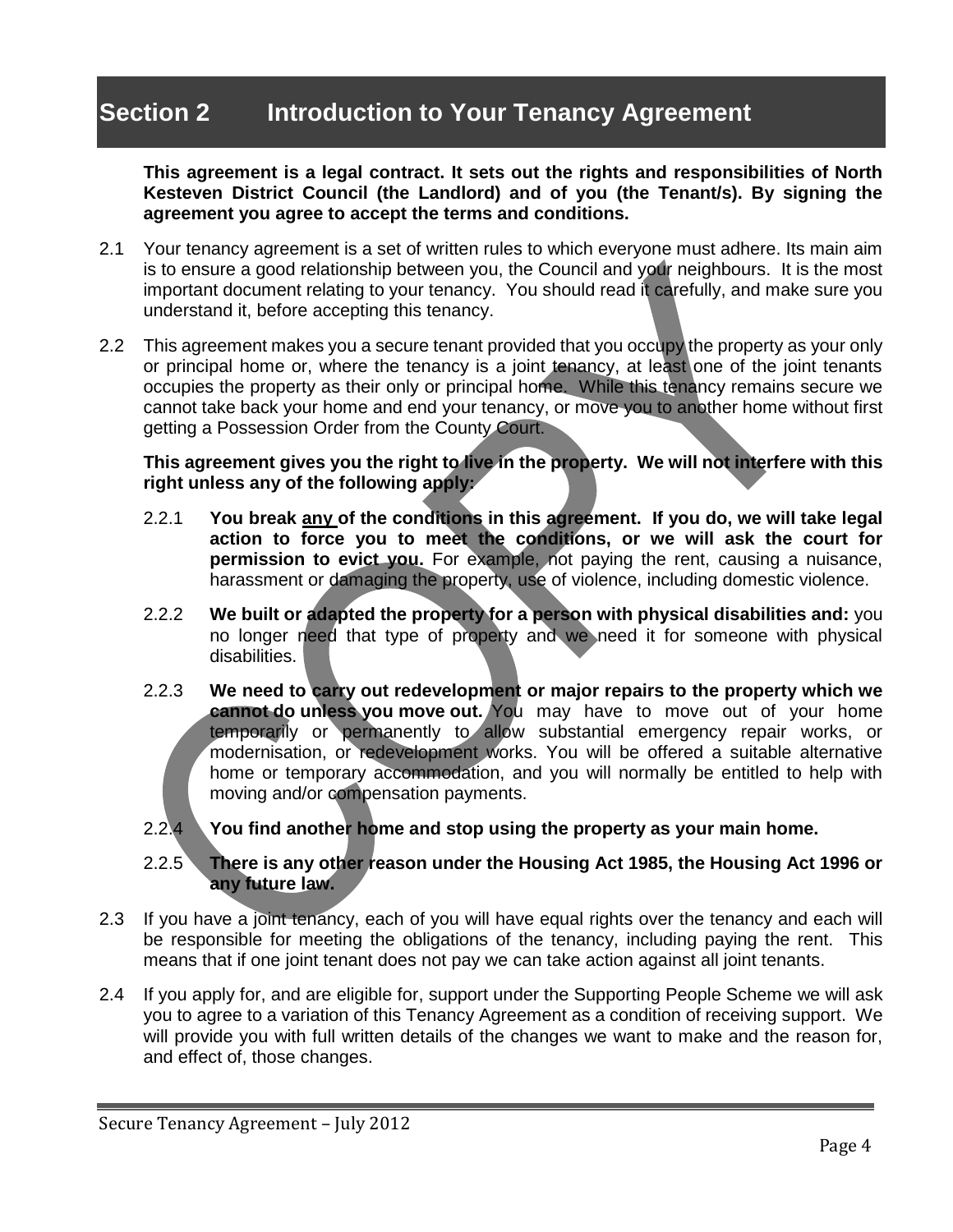# Section 2 Introduction to Your Tenancy Agreement

**This agreement is a legal contract. It sets out the rights and responsibilities of North Kesteven District Council (the Landlord) and of you (the Tenant/s). By signing the agreement you agree to accept the terms and conditions.**

2.1 Your tenancy agreement is a set of written rules to which everyone must adhere. Its main aim is to ensure a good relationship between you, the Council and your neighbours. It is the most important document relating to your tenancy. You should read it carefully, and make sure you understand it, before accepting this tenancy.

2.2 This agreement makes you a secure tenant provided that you occupy the property as your only or principal home or, where the tenancy is a joint tenancy, at least one of the joint tenants occupies the property as their only or principal home. While this tenancy remains secure we cannot take back your home and end your tenancy, or move you to another home without first getting a Possession Order from the County Court.

**This agreement gives you the right to live in the property. We will not interfere with this right unless any of the following apply:**

2.2.1 **You break any of the conditions in this agreement. If you do, we will take legal action to force you to meet the conditions, or we will ask the court for permission to evict you.** For example, not paying the rent, causing a nuisance, harassment or damaging the property, use of violence, including domestic violence.

2.2.2 **We built or adapted the property for a person with physical disabilities and:** you no longer need that type of property and we need it for someone with physical disabilities.

2.2.3 **We need to carry out redevelopment or major repairs to the property which we cannot do unless you move out.** You may have to move out of your home temporarily or permanently to allow substantial emergency repair works, or modernisation, or redevelopment works. You will be offered a suitable alternative home or temporary accommodation, and you will normally be entitled to help with moving and/or compensation payments.

2.2.4 **You find another home and stop using the property as your main home.**

2.2.5 **There is any other reason under the Housing Act 1985, the Housing Act 1996 or any future law.**

2.3 If you have a joint tenancy, each of you will have equal rights over the tenancy and each will be responsible for meeting the obligations of the tenancy, including paying the rent. This means that if one joint tenant does not pay we can take action against all joint tenants.

2.4 If you apply for, and are eligible for, support under the Supporting People Scheme we will ask you to agree to a variation of this Tenancy Agreement as a condition of receiving support. We will provide you with full written details of the changes we want to make and the reason for, and effect of, those changes.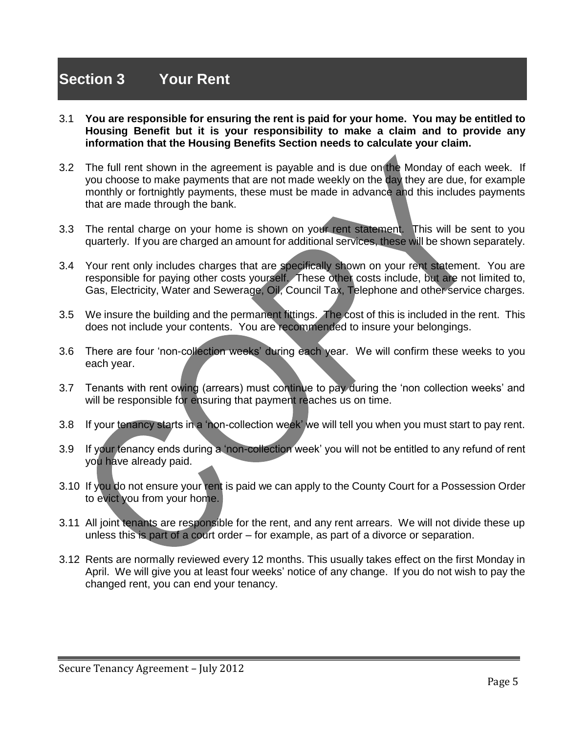## Section 3 Your Rent

3.1 **You are responsible for ensuring the rent is paid for your home. You may be entitled to Housing Benefit but it is your responsibility to make a claim and to provide any information that the Housing Benefits Section needs to calculate your claim.**

3.2 The full rent shown in the agreement is payable and is due on the Monday of each week. If you choose to make payments that are not made weekly on the day they are due, for example monthly or fortnightly payments, these must be made in advance and this includes payments that are made through the bank.

3.3 The rental charge on your home is shown on your rent statement. This will be sent to you quarterly. If you are charged an amount for additional services, these will be shown separately.

3.4 Your rent only includes charges that are specifically shown on your rent statement. You are responsible for paying other costs yourself. These other costs include, but are not limited to, Gas, Electricity, Water and Sewerage, Oil, Council Tax, Telephone and other service charges.

3.5 We insure the building and the permanent fittings. The cost of this is included in the rent. This does not include your contents. You are recommended to insure your belongings.

3.6 There are four 'non-collection weeks' during each year. We will confirm these weeks to you each year.

3.7 Tenants with rent owing (arrears) must continue to pay during the 'non collection weeks' and will be responsible for ensuring that payment reaches us on time.

3.8 If your tenancy starts in a 'non-collection week' we will tell you when you must start to pay rent.

3.9 If your tenancy ends during a 'non-collection week' you will not be entitled to any refund of rent you have already paid.

3.10 If you do not ensure your rent is paid we can apply to the County Court for a Possession Order to evict you from your home.

3.11 All joint tenants are responsible for the rent, and any rent arrears. We will not divide these up unless this is part of a court order – for example, as part of a divorce or separation.

3.12 Rents are normally reviewed every 12 months. This usually takes effect on the first Monday in April. We will give you at least four weeks' notice of any change. If you do not wish to pay the changed rent, you can end your tenancy.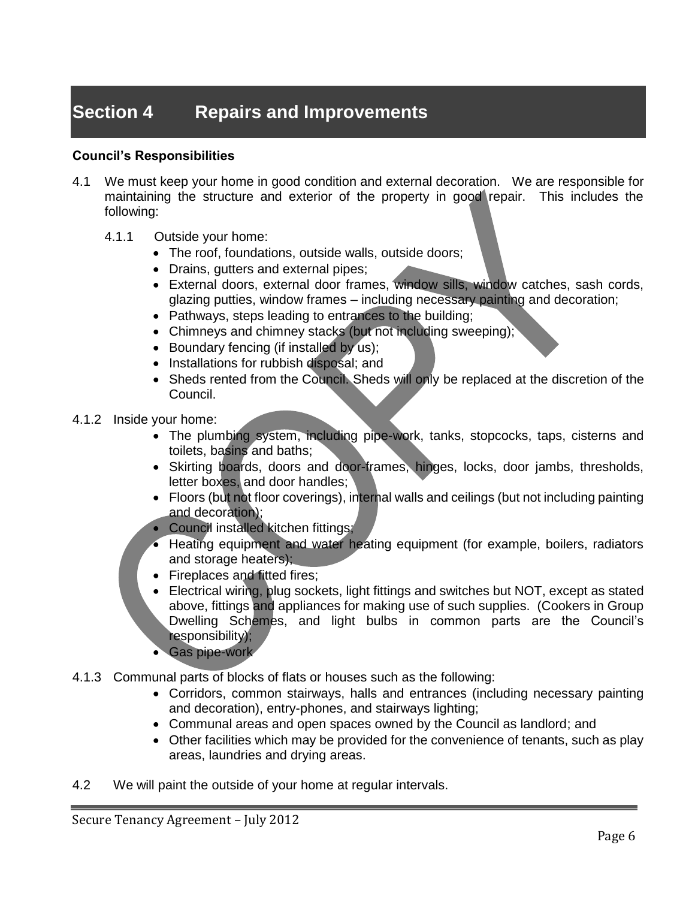# Section 4 Repairs and Improvements

**Council's Responsibilities**

4.1 We must keep your home in good condition and external decoration. We are responsible for maintaining the structure and exterior of the property in good repair. This includes the following:

4.1.1 Outside your home:

- The roof, foundations, outside walls, outside doors;
- Drains, gutters and external pipes;
- External doors, external door frames, window sills, window catches, sash cords, glazing putties, window frames – including necessary painting and decoration;
- Pathways, steps leading to entrances to the building;
- Chimneys and chimney stacks (but not including sweeping);
- Boundary fencing (if installed by us);
- Installations for rubbish disposal; and
- Sheds rented from the Council. Sheds will only be replaced at the discretion of the Council.

4.1.2 Inside your home:

- The plumbing system, including pipe-work, tanks, stopcocks, taps, cisterns and toilets, basins and baths;
- Skirting boards, doors and door-frames, hinges, locks, door jambs, thresholds, letter boxes, and door handles;
- Floors (but not floor coverings), internal walls and ceilings (but not including painting and decoration);
- Council installed kitchen fittings;
- Heating equipment and water heating equipment (for example, boilers, radiators and storage heaters);
- Fireplaces and fitted fires;
- Electrical wiring, plug sockets, light fittings and switches but NOT, except as stated above, fittings and appliances for making use of such supplies. (Cookers in Group Dwelling Schemes, and light bulbs in common parts are the Council's responsibility);
- Gas pipe-work

4.1.3 Communal parts of blocks of flats or houses such as the following:

- Corridors, common stairways, halls and entrances (including necessary painting and decoration), entry-phones, and stairways lighting;
- Communal areas and open spaces owned by the Council as landlord; and
- Other facilities which may be provided for the convenience of tenants, such as play areas, laundries and drying areas.

4.2 We will paint the outside of your home at regular intervals.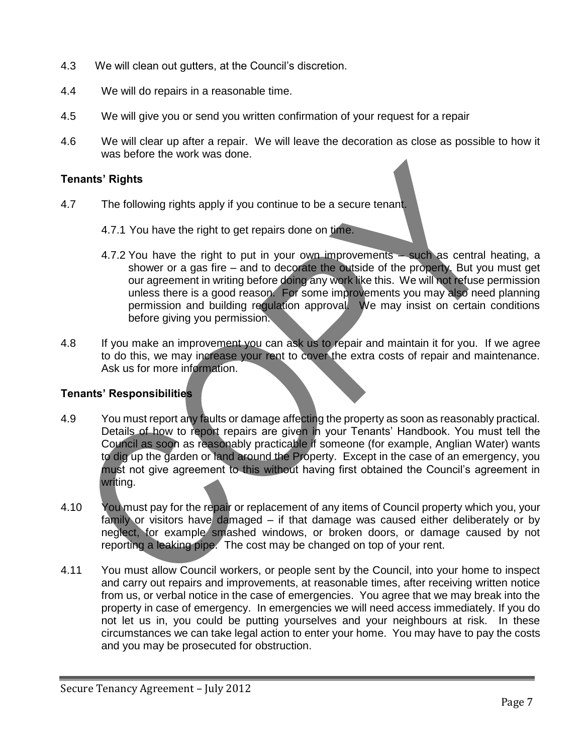4.3 We will clean out gutters, at the Council's discretion.

4.4 We will do repairs in a reasonable time.

4.5 We will give you or send you written confirmation of your request for a repair

4.6 We will clear up after a repair. We will leave the decoration as close as possible to how it was before the work was done.

**Tenants' Rights**

4.7 The following rights apply if you continue to be a secure tenant.

4.7.1 You have the right to get repairs done on time.

4.7.2 You have the right to put in your own improvements – such as central heating, a shower or a gas fire – and to decorate the outside of the property. But you must get our agreement in writing before doing any work like this. We will not refuse permission unless there is a good reason. For some improvements you may also need planning permission and building regulation approval. We may insist on certain conditions before giving you permission.

4.8 If you make an improvement you can ask us to repair and maintain it for you. If we agree to do this, we may increase your rent to cover the extra costs of repair and maintenance. Ask us for more information.

**Tenants' Responsibilities**

4.9 You must report any faults or damage affecting the property as soon as reasonably practical. Details of how to report repairs are given in your Tenants' Handbook. You must tell the Council as soon as reasonably practicable if someone (for example, Anglian Water) wants to dig up the garden or land around the Property. Except in the case of an emergency, you must not give agreement to this without having first obtained the Council's agreement in writing.

4.10 You must pay for the repair or replacement of any items of Council property which you, your family or visitors have damaged – if that damage was caused either deliberately or by neglect, for example smashed windows, or broken doors, or damage caused by not reporting a leaking pipe. The cost may be changed on top of your rent.

4.11 You must allow Council workers, or people sent by the Council, into your home to inspect and carry out repairs and improvements, at reasonable times, after receiving written notice from us, or verbal notice in the case of emergencies. You agree that we may break into the property in case of emergency. In emergencies we will need access immediately. If you do not let us in, you could be putting yourselves and your neighbours at risk. In these circumstances we can take legal action to enter your home. You may have to pay the costs and you may be prosecuted for obstruction.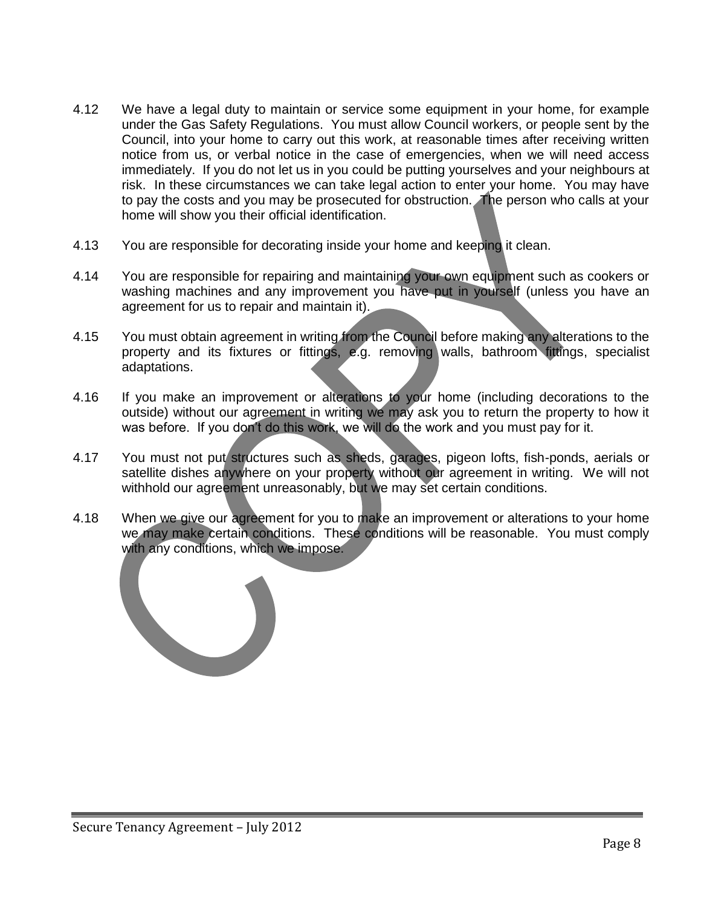4.12 We have a legal duty to maintain or service some equipment in your home, for example under the Gas Safety Regulations. You must allow Council workers, or people sent by the Council, into your home to carry out this work, at reasonable times after receiving written notice from us, or verbal notice in the case of emergencies, when we will need access immediately. If you do not let us in you could be putting yourselves and your neighbours at risk. In these circumstances we can take legal action to enter your home. You may have to pay the costs and you may be prosecuted for obstruction. The person who calls at your home will show you their official identification.

4.13 You are responsible for decorating inside your home and keeping it clean.

4.14 You are responsible for repairing and maintaining your own equipment such as cookers or washing machines and any improvement you have put in yourself (unless you have an agreement for us to repair and maintain it).

4.15 You must obtain agreement in writing from the Council before making any alterations to the property and its fixtures or fittings, e.g. removing walls, bathroom fittings, specialist adaptations.

4.16 If you make an improvement or alterations to your home (including decorations to the outside) without our agreement in writing we may ask you to return the property to how it was before. If you don't do this work, we will do the work and you must pay for it.

4.17 You must not put structures such as sheds, garages, pigeon lofts, fish-ponds, aerials or satellite dishes anywhere on your property without our agreement in writing. We will not withhold our agreement unreasonably, but we may set certain conditions.

4.18 When we give our agreement for you to make an improvement or alterations to your home we may make certain conditions. These conditions will be reasonable. You must comply with any conditions, which we impose.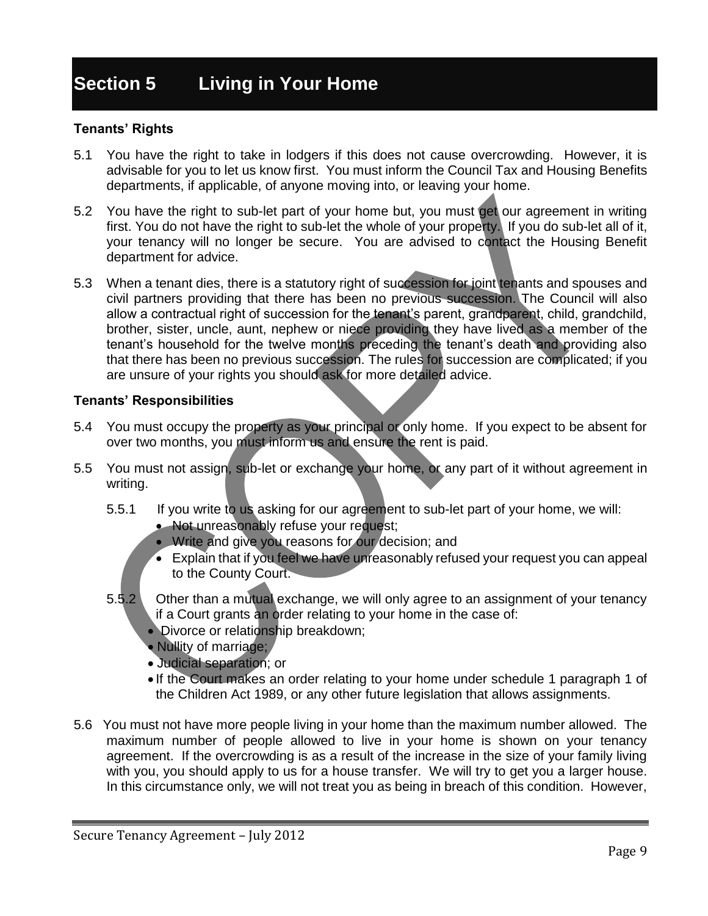# Section 5 Living in Your Home

### Tenants' Rights

5.1 You have the right to take in lodgers if this does not cause overcrowding. However, it is advisable for you to let us know first. You must inform the Council Tax and Housing Benefits departments, if applicable, of anyone moving into, or leaving your home.

5.2 You have the right to sub-let part of your home but, you must get our agreement in writing first. You do not have the right to sub-let the whole of your property. If you do sub-let all of it, your tenancy will no longer be secure. You are advised to contact the Housing Benefit department for advice.

5.3 When a tenant dies, there is a statutory right of succession for joint tenants and spouses and civil partners providing that there has been no previous succession. The Council will also allow a contractual right of succession for the tenant's parent, grandparent, child, grandchild, brother, sister, uncle, aunt, nephew or niece providing they have lived as a member of the tenant's household for the twelve months preceding the tenant's death and providing also that there has been no previous succession. The rules for succession are complicated; if you are unsure of your rights you should ask for more detailed advice.

### Tenants' Responsibilities

5.4 You must occupy the property as your principal or only home. If you expect to be absent for over two months, you must inform us and ensure the rent is paid.

5.5 You must not assign, sub-let or exchange your home, or any part of it without agreement in writing.

5.5.1 If you write to us asking for our agreement to sub-let part of your home, we will:

- Not unreasonably refuse your request;
- Write and give you reasons for our decision; and
- Explain that if you feel we have unreasonably refused your request you can appeal to the County Court.

5.5.2 Other than a mutual exchange, we will only agree to an assignment of your tenancy if a Court grants an order relating to your home in the case of:

- Divorce or relationship breakdown;
- Nullity of marriage;
- Judicial separation; or
- If the Court makes an order relating to your home under schedule 1 paragraph 1 of the Children Act 1989, or any other future legislation that allows assignments.

5.6 You must not have more people living in your home than the maximum number allowed. The maximum number of people allowed to live in your home is shown on your tenancy agreement. If the overcrowding is as a result of the increase in the size of your family living with you, you should apply to us for a house transfer. We will try to get you a larger house. In this circumstance only, we will not treat you as being in breach of this condition. However,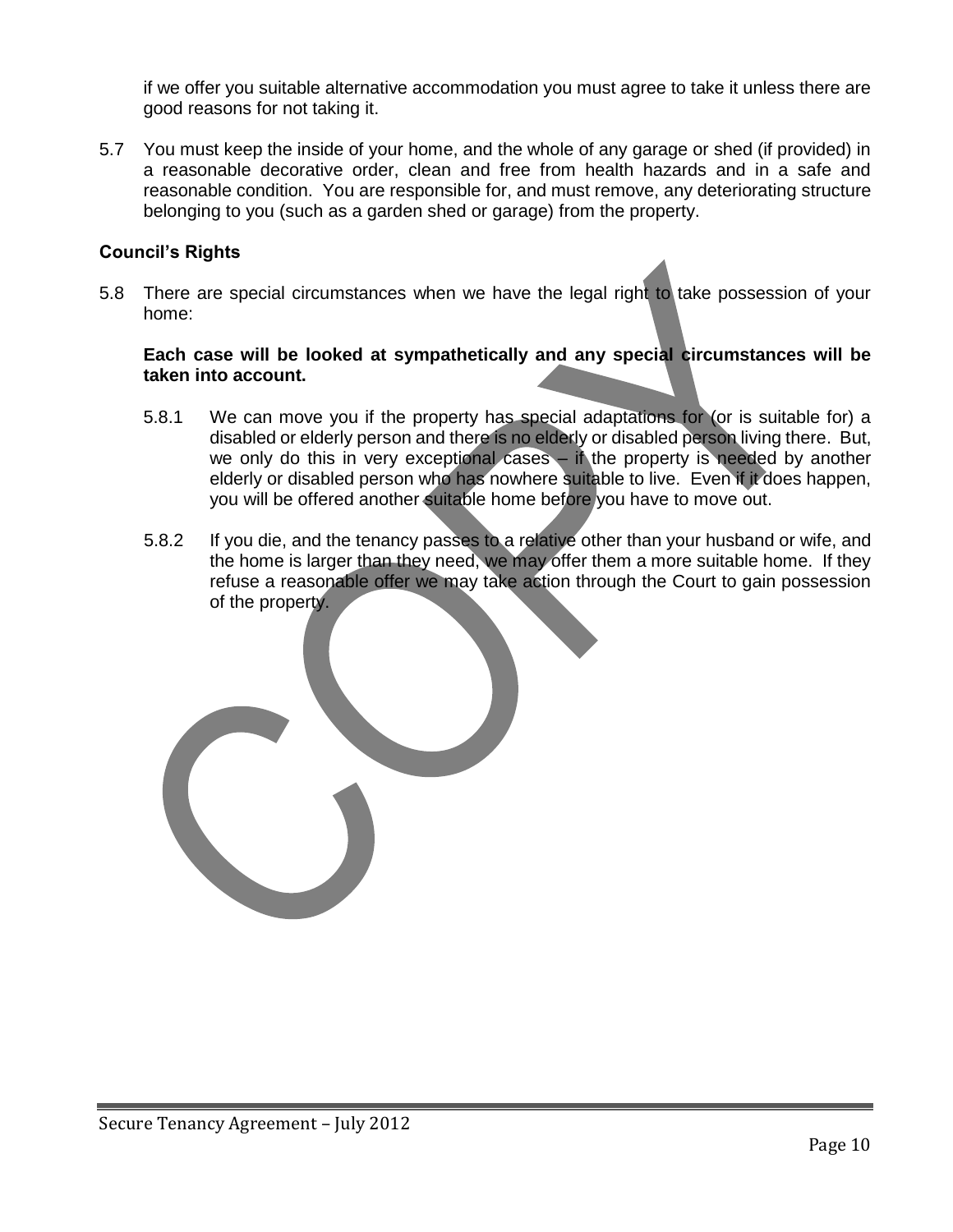if we offer you suitable alternative accommodation you must agree to take it unless there are good reasons for not taking it.

5.7 You must keep the inside of your home, and the whole of any garage or shed (if provided) in a reasonable decorative order, clean and free from health hazards and in a safe and reasonable condition. You are responsible for, and must remove, any deteriorating structure belonging to you (such as a garden shed or garage) from the property.

**Council's Rights**

5.8 There are special circumstances when we have the legal right to take possession of your home:

**Each case will be looked at sympathetically and any special circumstances will be taken into account.**

5.8.1 We can move you if the property has special adaptations for (or is suitable for) a disabled or elderly person and there is no elderly or disabled person living there. But, we only do this in very exceptional cases – if the property is needed by another elderly or disabled person who has nowhere suitable to live. Even if it does happen, you will be offered another suitable home before you have to move out.

5.8.2 If you die, and the tenancy passes to a relative other than your husband or wife, and the home is larger than they need, we may offer them a more suitable home. If they refuse a reasonable offer we may take action through the Court to gain possession of the property.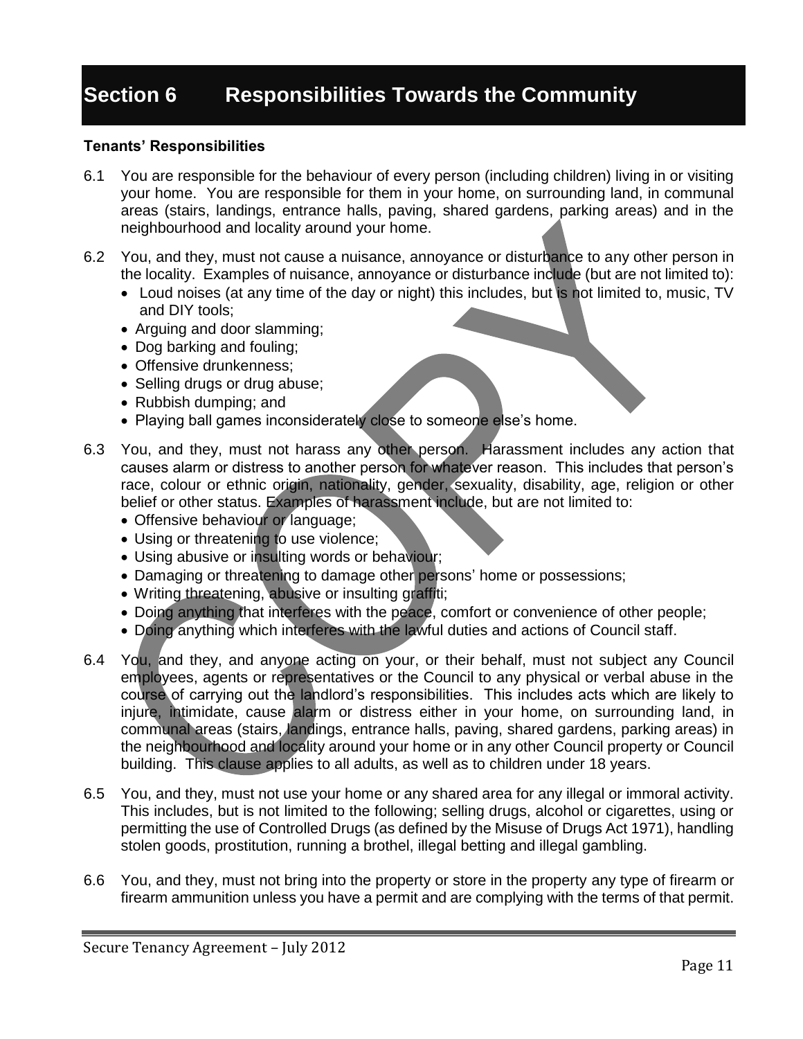# Section 6 Responsibilities Towards the Community

**Tenants' Responsibilities**

6.1 You are responsible for the behaviour of every person (including children) living in or visiting your home. You are responsible for them in your home, on surrounding land, in communal areas (stairs, landings, entrance halls, paving, shared gardens, parking areas) and in the neighbourhood and locality around your home.

6.2 You, and they, must not cause a nuisance, annoyance or disturbance to any other person in the locality. Examples of nuisance, annoyance or disturbance include (but are not limited to):

- Loud noises (at any time of the day or night) this includes, but is not limited to, music, TV and DIY tools;
- Arguing and door slamming;
- Dog barking and fouling;
- Offensive drunkenness;
- Selling drugs or drug abuse;
- Rubbish dumping; and
- Playing ball games inconsiderately close to someone else's home.

6.3 You, and they, must not harass any other person. Harassment includes any action that causes alarm or distress to another person for whatever reason. This includes that person's race, colour or ethnic origin, nationality, gender, sexuality, disability, age, religion or other belief or other status. Examples of harassment include, but are not limited to:

- Offensive behaviour or language;
- Using or threatening to use violence;
- Using abusive or insulting words or behaviour;
- Damaging or threatening to damage other persons' home or possessions;
- Writing threatening, abusive or insulting graffiti;
- Doing anything that interferes with the peace, comfort or convenience of other people;
- Doing anything which interferes with the lawful duties and actions of Council staff.

6.4 You, and they, and anyone acting on your, or their behalf, must not subject any Council employees, agents or representatives or the Council to any physical or verbal abuse in the course of carrying out the landlord's responsibilities. This includes acts which are likely to injure, intimidate, cause alarm or distress either in your home, on surrounding land, in communal areas (stairs, landings, entrance halls, paving, shared gardens, parking areas) in the neighbourhood and locality around your home or in any other Council property or Council building. This clause applies to all adults, as well as to children under 18 years.

6.5 You, and they, must not use your home or any shared area for any illegal or immoral activity. This includes, but is not limited to the following; selling drugs, alcohol or cigarettes, using or permitting the use of Controlled Drugs (as defined by the Misuse of Drugs Act 1971), handling stolen goods, prostitution, running a brothel, illegal betting and illegal gambling.

6.6 You, and they, must not bring into the property or store in the property any type of firearm or firearm ammunition unless you have a permit and are complying with the terms of that permit.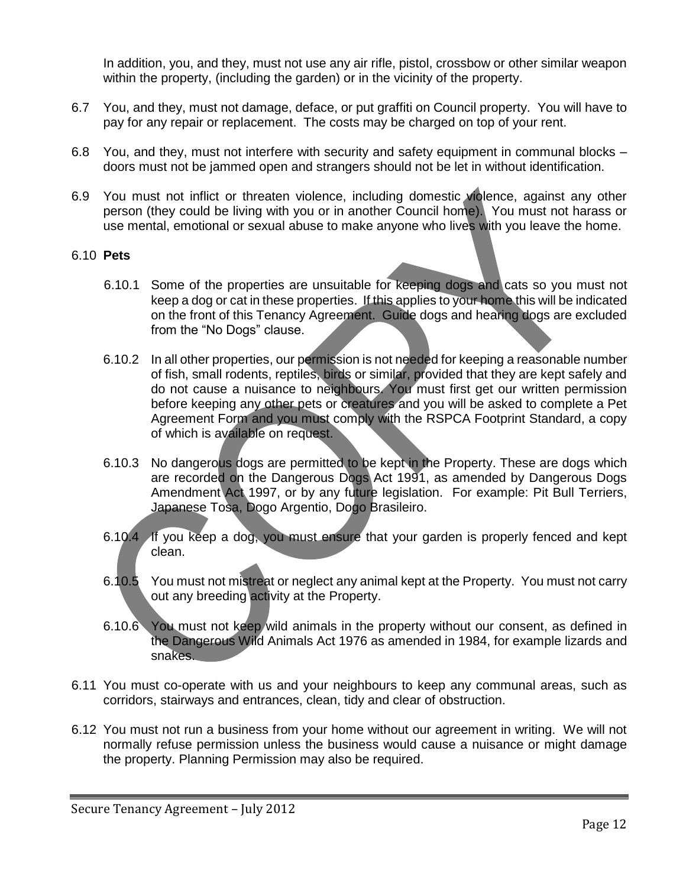In addition, you, and they, must not use any air rifle, pistol, crossbow or other similar weapon within the property, (including the garden) or in the vicinity of the property.

6.7 You, and they, must not damage, deface, or put graffiti on Council property. You will have to pay for any repair or replacement. The costs may be charged on top of your rent.

6.8 You, and they, must not interfere with security and safety equipment in communal blocks – doors must not be jammed open and strangers should not be let in without identification.

6.9 You must not inflict or threaten violence, including domestic violence, against any other person (they could be living with you or in another Council home). You must not harass or use mental, emotional or sexual abuse to make anyone who lives with you leave the home.

6.10 **Pets**

6.10.1 Some of the properties are unsuitable for keeping dogs and cats so you must not keep a dog or cat in these properties. If this applies to your home this will be indicated on the front of this Tenancy Agreement. Guide dogs and hearing dogs are excluded from the "No Dogs" clause.

6.10.2 In all other properties, our permission is not needed for keeping a reasonable number of fish, small rodents, reptiles, birds or similar, provided that they are kept safely and do not cause a nuisance to neighbours. You must first get our written permission before keeping any other pets or creatures and you will be asked to complete a Pet Agreement Form and you must comply with the RSPCA Footprint Standard, a copy of which is available on request.

6.10.3 No dangerous dogs are permitted to be kept in the Property. These are dogs which are recorded on the Dangerous Dogs Act 1991, as amended by Dangerous Dogs Amendment Act 1997, or by any future legislation. For example: Pit Bull Terriers, Japanese Tosa, Dogo Argentio, Dogo Brasileiro.

6.10.4 If you keep a dog, you must ensure that your garden is properly fenced and kept clean.

6.10.5 You must not mistreat or neglect any animal kept at the Property. You must not carry out any breeding activity at the Property.

6.10.6 You must not keep wild animals in the property without our consent, as defined in the Dangerous Wild Animals Act 1976 as amended in 1984, for example lizards and snakes.

6.11 You must co-operate with us and your neighbours to keep any communal areas, such as corridors, stairways and entrances, clean, tidy and clear of obstruction.

6.12 You must not run a business from your home without our agreement in writing. We will not normally refuse permission unless the business would cause a nuisance or might damage the property. Planning Permission may also be required.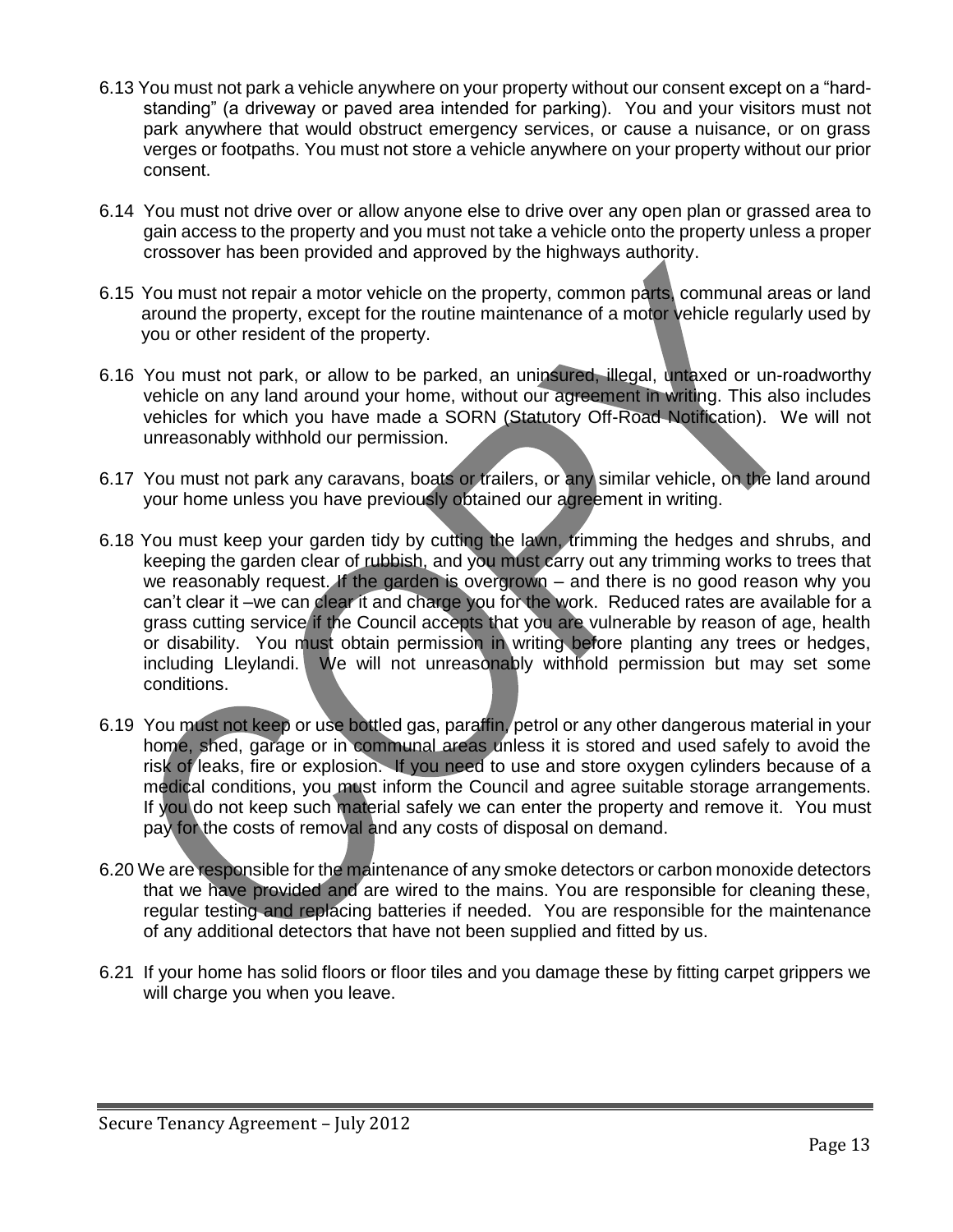6.13 You must not park a vehicle anywhere on your property without our consent except on a "hard-standing" (a driveway or paved area intended for parking). You and your visitors must not park anywhere that would obstruct emergency services, or cause a nuisance, or on grass verges or footpaths. You must not store a vehicle anywhere on your property without our prior consent.

6.14 You must not drive over or allow anyone else to drive over any open plan or grassed area to gain access to the property and you must not take a vehicle onto the property unless a proper crossover has been provided and approved by the highways authority.

6.15 You must not repair a motor vehicle on the property, common parts, communal areas or land around the property, except for the routine maintenance of a motor vehicle regularly used by you or other resident of the property.

6.16 You must not park, or allow to be parked, an uninsured, illegal, untaxed or un-roadworthy vehicle on any land around your home, without our agreement in writing. This also includes vehicles for which you have made a SORN (Statutory Off-Road Notification). We will not unreasonably withhold our permission.

6.17 You must not park any caravans, boats or trailers, or any similar vehicle, on the land around your home unless you have previously obtained our agreement in writing.

6.18 You must keep your garden tidy by cutting the lawn, trimming the hedges and shrubs, and keeping the garden clear of rubbish, and you must carry out any trimming works to trees that we reasonably request. If the garden is overgrown – and there is no good reason why you can't clear it –we can clear it and charge you for the work. Reduced rates are available for a grass cutting service if the Council accepts that you are vulnerable by reason of age, health or disability. You must obtain permission in writing before planting any trees or hedges, including Lleylandi. We will not unreasonably withhold permission but may set some conditions.

6.19 You must not keep or use bottled gas, paraffin, petrol or any other dangerous material in your home, shed, garage or in communal areas unless it is stored and used safely to avoid the risk of leaks, fire or explosion. If you need to use and store oxygen cylinders because of a medical conditions, you must inform the Council and agree suitable storage arrangements. If you do not keep such material safely we can enter the property and remove it. You must pay for the costs of removal and any costs of disposal on demand.

6.20 We are responsible for the maintenance of any smoke detectors or carbon monoxide detectors that we have provided and are wired to the mains. You are responsible for cleaning these, regular testing and replacing batteries if needed. You are responsible for the maintenance of any additional detectors that have not been supplied and fitted by us.

6.21 If your home has solid floors or floor tiles and you damage these by fitting carpet grippers we will charge you when you leave.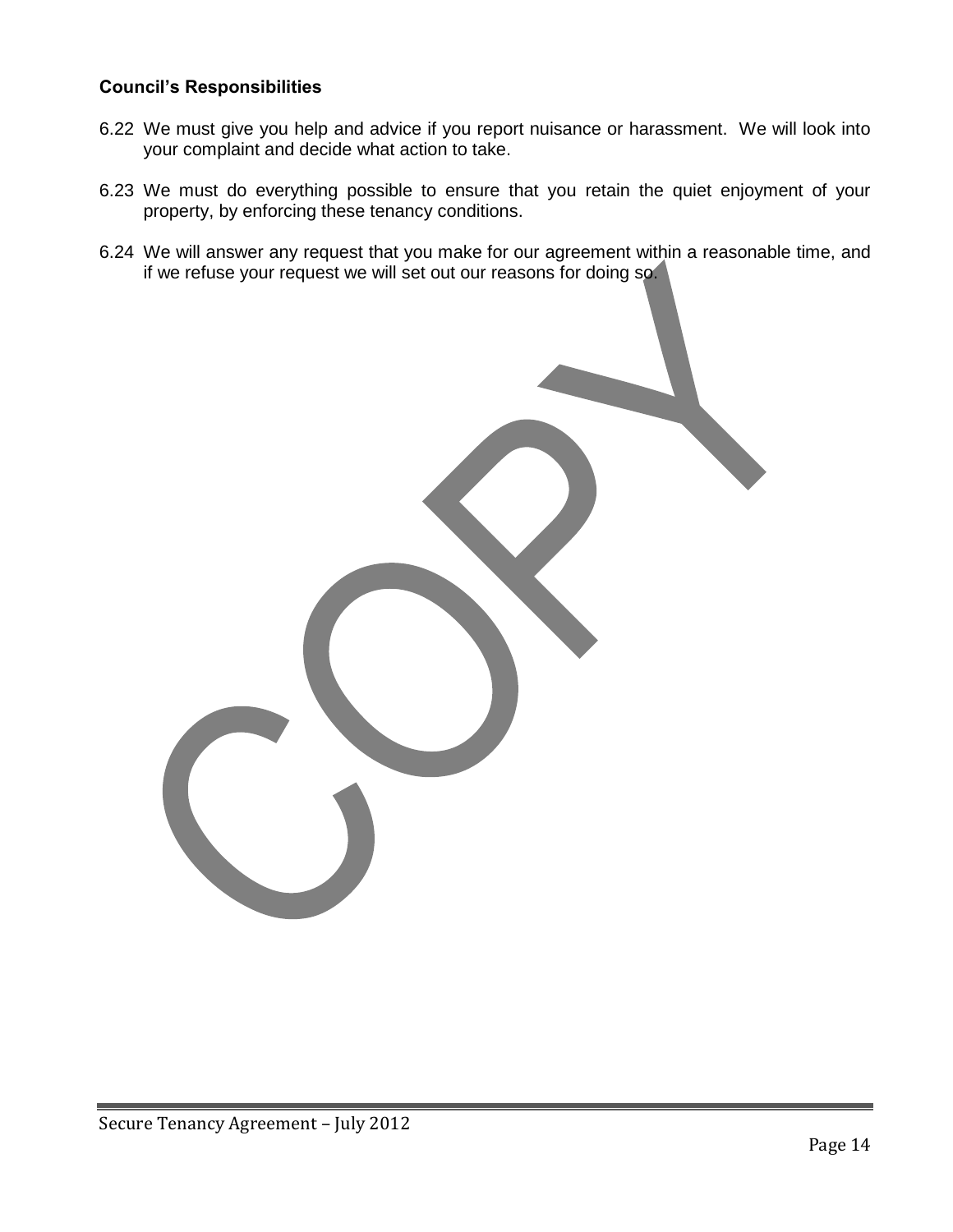**Council's Responsibilities**

6.22 We must give you help and advice if you report nuisance or harassment. We will look into your complaint and decide what action to take.

6.23 We must do everything possible to ensure that you retain the quiet enjoyment of your property, by enforcing these tenancy conditions.

6.24 We will answer any request that you make for our agreement within a reasonable time, and if we refuse your request we will set out our reasons for doing so.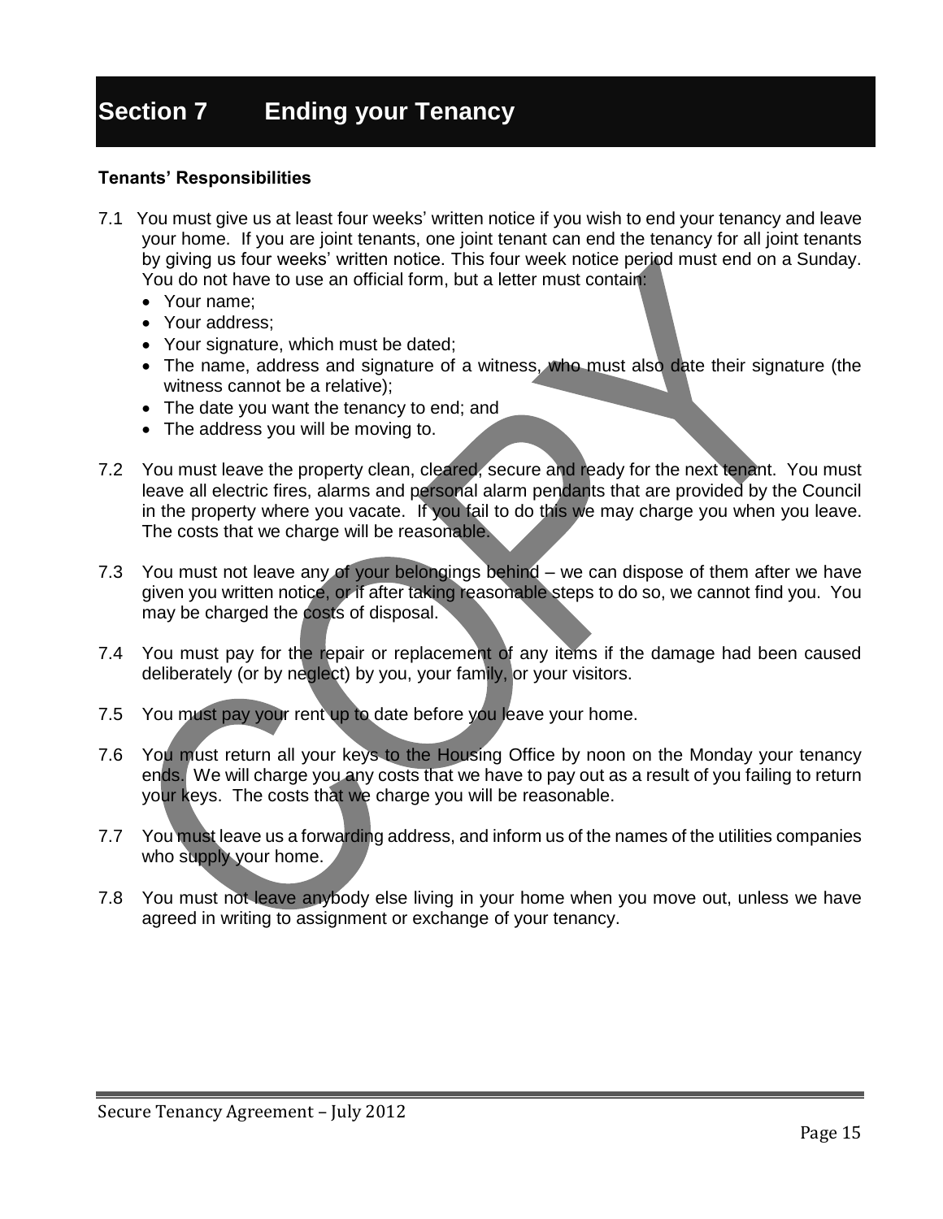# Section 7 Ending your Tenancy

**Tenants' Responsibilities**

7.1 You must give us at least four weeks' written notice if you wish to end your tenancy and leave your home. If you are joint tenants, one joint tenant can end the tenancy for all joint tenants by giving us four weeks' written notice. This four week notice period must end on a Sunday. You do not have to use an official form, but a letter must contain:

- Your name;
- Your address;
- Your signature, which must be dated;
- The name, address and signature of a witness, who must also date their signature (the witness cannot be a relative);
- The date you want the tenancy to end; and
- The address you will be moving to.

7.2 You must leave the property clean, cleared, secure and ready for the next tenant. You must leave all electric fires, alarms and personal alarm pendants that are provided by the Council in the property where you vacate. If you fail to do this we may charge you when you leave. The costs that we charge will be reasonable.

7.3 You must not leave any of your belongings behind – we can dispose of them after we have given you written notice, or if after taking reasonable steps to do so, we cannot find you. You may be charged the costs of disposal.

7.4 You must pay for the repair or replacement of any items if the damage had been caused deliberately (or by neglect) by you, your family, or your visitors.

7.5 You must pay your rent up to date before you leave your home.

7.6 You must return all your keys to the Housing Office by noon on the Monday your tenancy ends. We will charge you any costs that we have to pay out as a result of you failing to return your keys. The costs that we charge you will be reasonable.

7.7 You must leave us a forwarding address, and inform us of the names of the utilities companies who supply your home.

7.8 You must not leave anybody else living in your home when you move out, unless we have agreed in writing to assignment or exchange of your tenancy.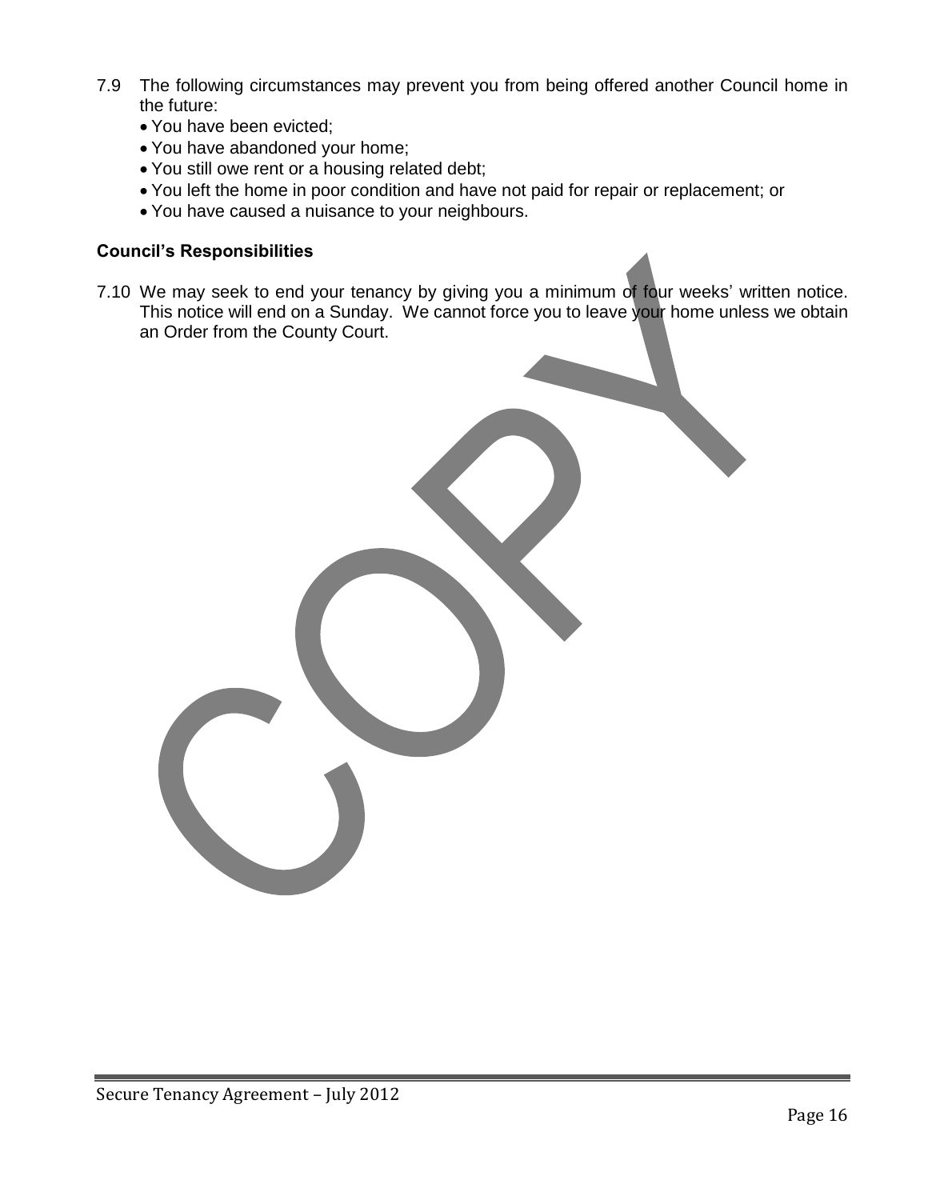7.9 The following circumstances may prevent you from being offered another Council home in the future:

- You have been evicted;
- You have abandoned your home;
- You still owe rent or a housing related debt;
- You left the home in poor condition and have not paid for repair or replacement; or
- You have caused a nuisance to your neighbours.

**Council's Responsibilities**

7.10 We may seek to end your tenancy by giving you a minimum of four weeks' written notice. This notice will end on a Sunday. We cannot force you to leave your home unless we obtain an Order from the County Court.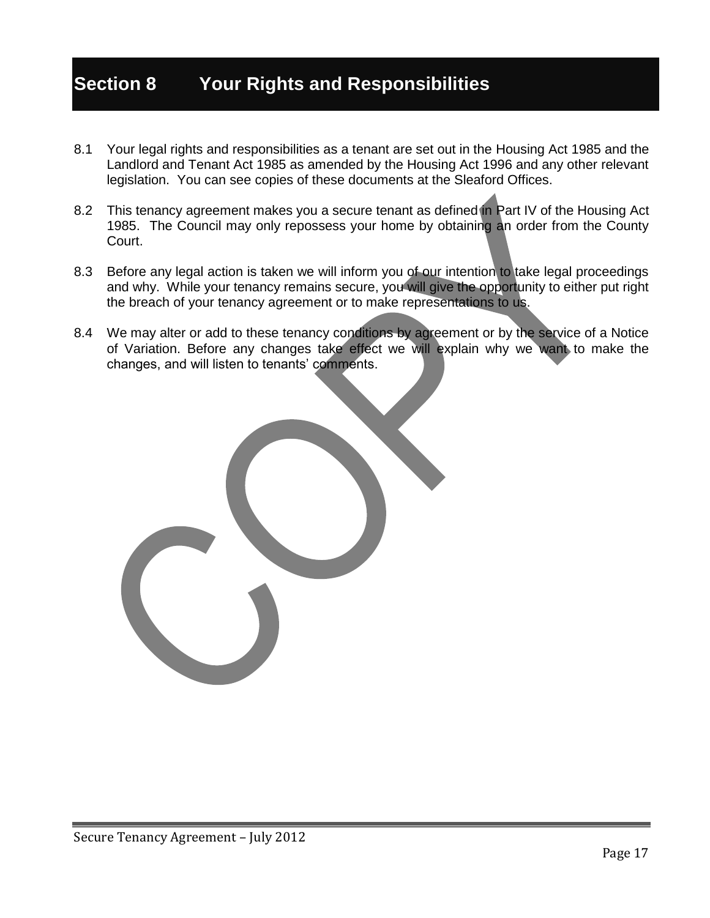# Section 8 Your Rights and Responsibilities

8.1 Your legal rights and responsibilities as a tenant are set out in the Housing Act 1985 and the Landlord and Tenant Act 1985 as amended by the Housing Act 1996 and any other relevant legislation. You can see copies of these documents at the Sleaford Offices.

8.2 This tenancy agreement makes you a secure tenant as defined in Part IV of the Housing Act 1985. The Council may only repossess your home by obtaining an order from the County Court.

8.3 Before any legal action is taken we will inform you of our intention to take legal proceedings and why. While your tenancy remains secure, you will give the opportunity to either put right the breach of your tenancy agreement or to make representations to us.

8.4 We may alter or add to these tenancy conditions by agreement or by the service of a Notice of Variation. Before any changes take effect we will explain why we want to make the changes, and will listen to tenants' comments.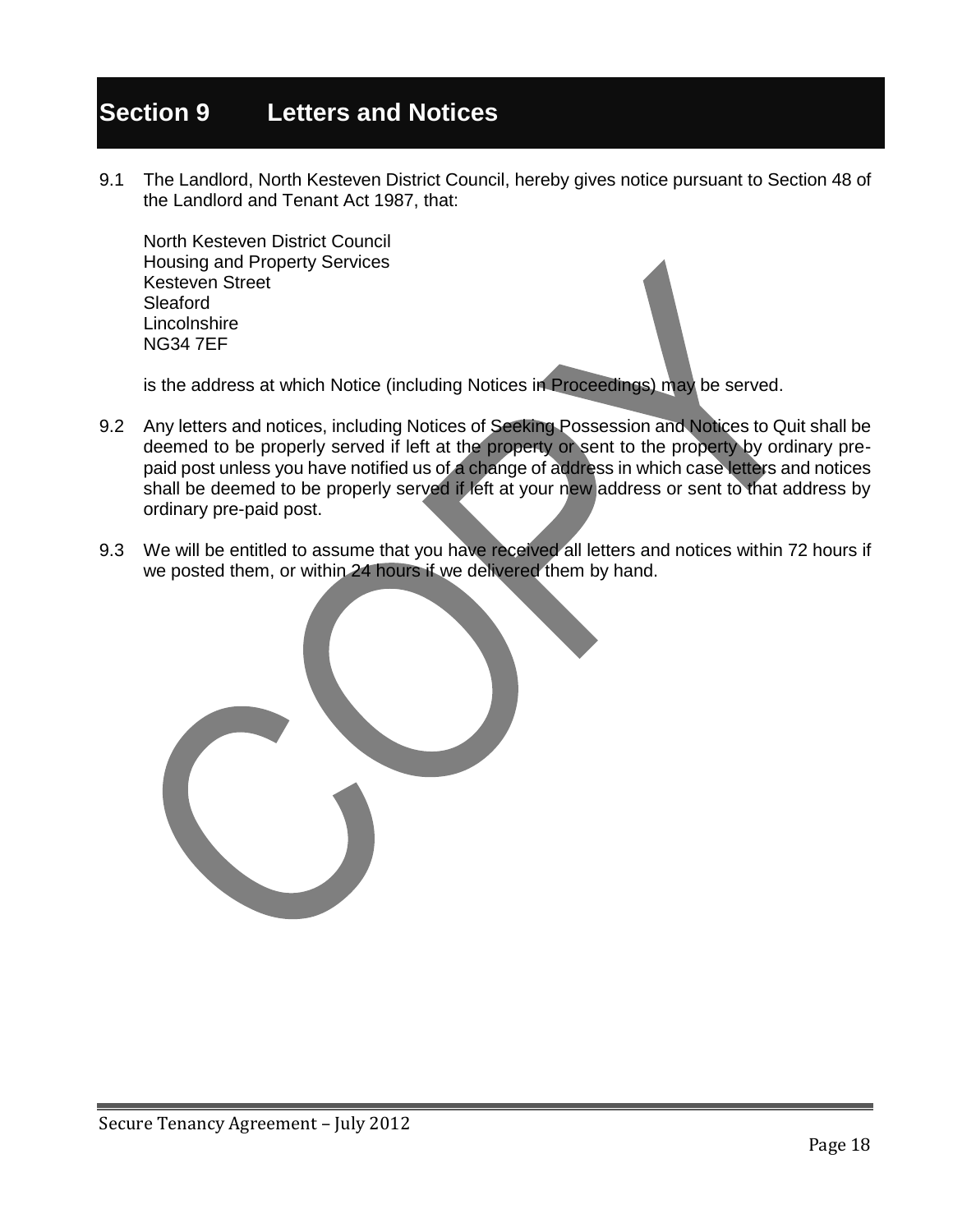# Section 9 Letters and Notices

9.1 The Landlord, North Kesteven District Council, hereby gives notice pursuant to Section 48 of the Landlord and Tenant Act 1987, that:

North Kesteven District Council
Housing and Property Services
Kesteven Street
Sleaford
Lincolnshire
NG34 7EF

is the address at which Notice (including Notices in Proceedings) may be served.

9.2 Any letters and notices, including Notices of Seeking Possession and Notices to Quit shall be deemed to be properly served if left at the property or sent to the property by ordinary pre-paid post unless you have notified us of a change of address in which case letters and notices shall be deemed to be properly served if left at your new address or sent to that address by ordinary pre-paid post.

9.3 We will be entitled to assume that you have received all letters and notices within 72 hours if we posted them, or within 24 hours if we delivered them by hand.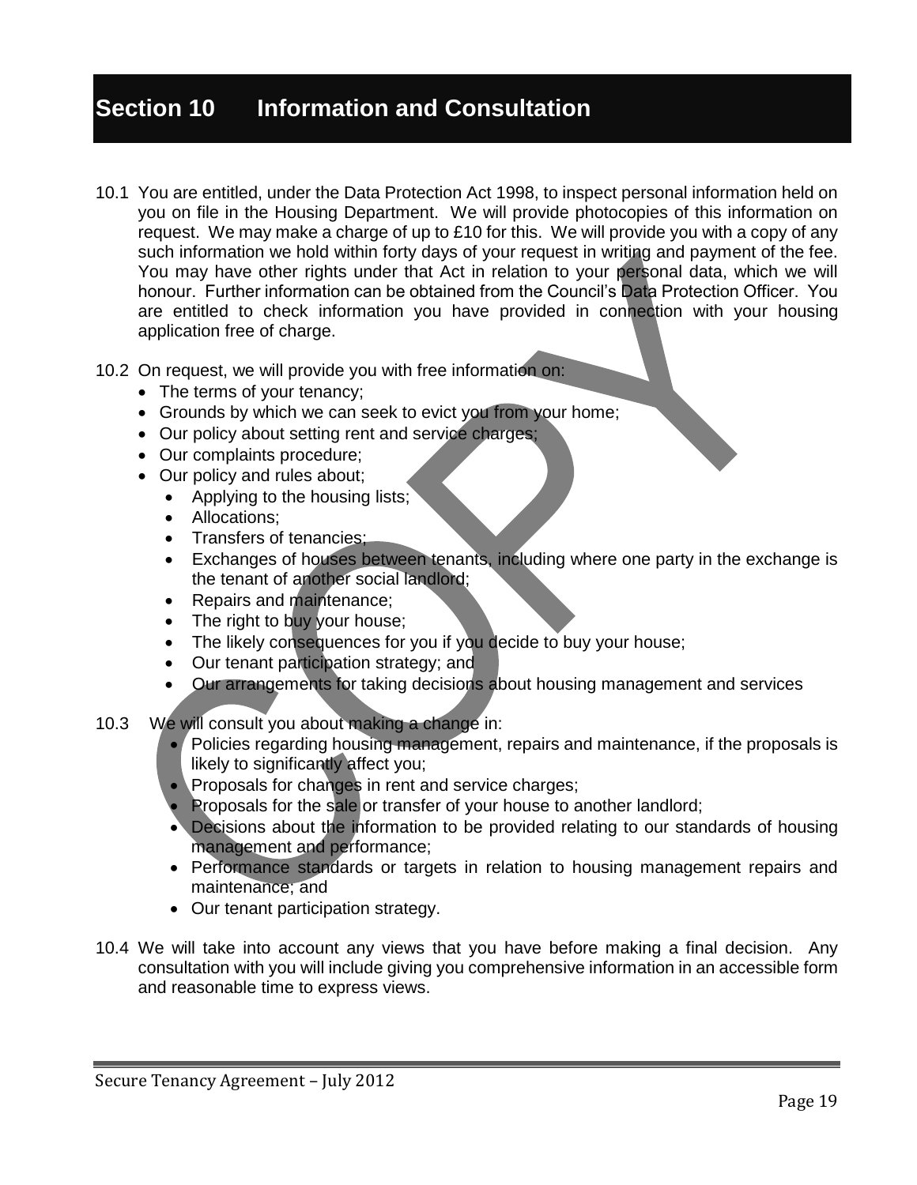# Section 10 Information and Consultation

10.1 You are entitled, under the Data Protection Act 1998, to inspect personal information held on you on file in the Housing Department. We will provide photocopies of this information on request. We may make a charge of up to £10 for this. We will provide you with a copy of any such information we hold within forty days of your request in writing and payment of the fee. You may have other rights under that Act in relation to your personal data, which we will honour. Further information can be obtained from the Council's Data Protection Officer. You are entitled to check information you have provided in connection with your housing application free of charge.

10.2 On request, we will provide you with free information on:

- The terms of your tenancy;
- Grounds by which we can seek to evict you from your home;
- Our policy about setting rent and service charges;
- Our complaints procedure;
- Our policy and rules about;
  - Applying to the housing lists;
  - Allocations;
  - Transfers of tenancies;
  - Exchanges of houses between tenants, including where one party in the exchange is the tenant of another social landlord;
  - Repairs and maintenance;
  - The right to buy your house;
  - The likely consequences for you if you decide to buy your house;
  - Our tenant participation strategy; and
  - Our arrangements for taking decisions about housing management and services

10.3 We will consult you about making a change in:

- Policies regarding housing management, repairs and maintenance, if the proposals is likely to significantly affect you;
- Proposals for changes in rent and service charges;
- Proposals for the sale or transfer of your house to another landlord;
- Decisions about the information to be provided relating to our standards of housing management and performance;
- Performance standards or targets in relation to housing management repairs and maintenance; and
- Our tenant participation strategy.

10.4 We will take into account any views that you have before making a final decision. Any consultation with you will include giving you comprehensive information in an accessible form and reasonable time to express views.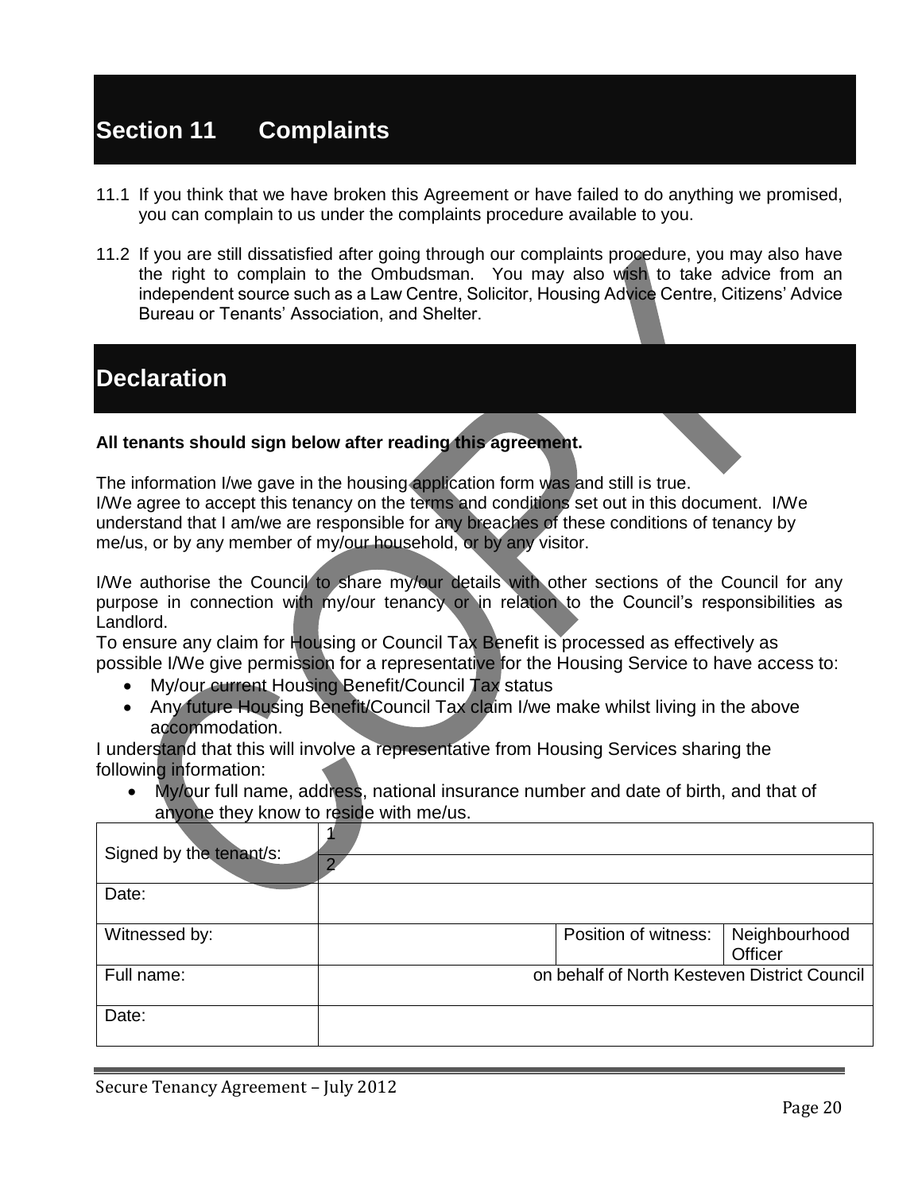## Section 11 Complaints

11.1 If you think that we have broken this Agreement or have failed to do anything we promised, you can complain to us under the complaints procedure available to you.

11.2 If you are still dissatisfied after going through our complaints procedure, you may also have the right to complain to the Ombudsman. You may also wish to take advice from an independent source such as a Law Centre, Solicitor, Housing Advice Centre, Citizens' Advice Bureau or Tenants' Association, and Shelter.

## Declaration

**All tenants should sign below after reading this agreement.**

The information I/we gave in the housing application form was and still is true.
I/We agree to accept this tenancy on the terms and conditions set out in this document. I/We understand that I am/we are responsible for any breaches of these conditions of tenancy by me/us, or by any member of my/our household, or by any visitor.

I/We authorise the Council to share my/our details with other sections of the Council for any purpose in connection with my/our tenancy or in relation to the Council's responsibilities as Landlord.
To ensure any claim for Housing or Council Tax Benefit is processed as effectively as possible I/We give permission for a representative for the Housing Service to have access to:

- My/our current Housing Benefit/Council Tax status
- Any future Housing Benefit/Council Tax claim I/we make whilst living in the above accommodation.

I understand that this will involve a representative from Housing Services sharing the following information:

- My/our full name, address, national insurance number and date of birth, and that of anyone they know to reside with me/us.

| | | | |
|---|---|---|---|
| Signed by the tenant/s: | 1 | | |
| | 2 | | |
| Date: | | | |
| Witnessed by: | | Position of witness: | Neighbourhood Officer |
| Full name: | on behalf of North Kesteven District Council | | |
| Date: | | | |